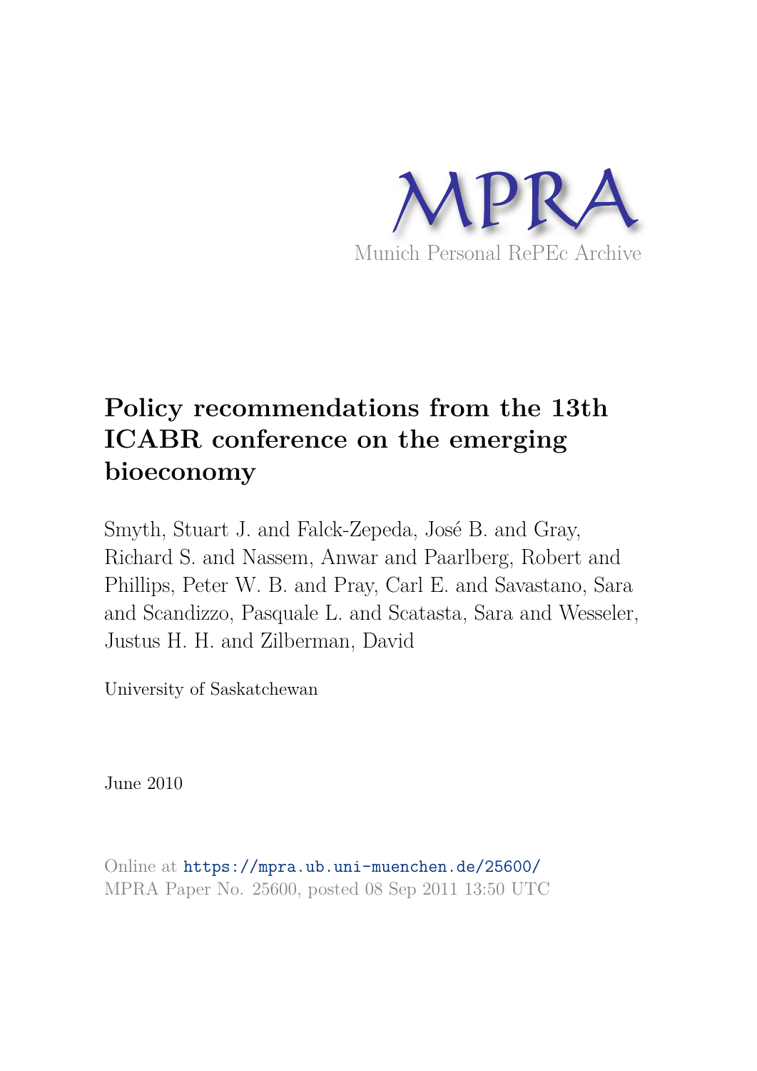MPRA

Munich Personal RePEc Archive

# Policy recommendations from the 13th ICABR conference on the emerging bioeconomy

Smyth, Stuart J. and Falck-Zepeda, José B. and Gray, Richard S. and Nassem, Anwar and Paarlberg, Robert and Phillips, Peter W. B. and Pray, Carl E. and Savastano, Sara and Scandizzo, Pasquale L. and Scatasta, Sara and Wesseler, Justus H. H. and Zilberman, David

University of Saskatchewan

June 2010

Online at https://mpra.ub.uni-muenchen.de/25600/
MPRA Paper No. 25600, posted 08 Sep 2011 13:50 UTC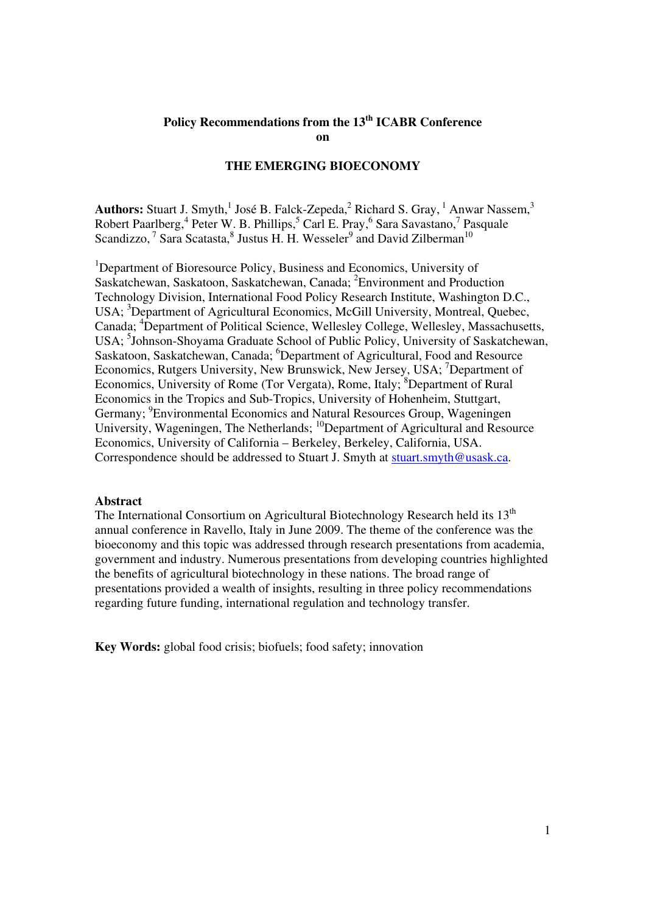# Policy Recommendations from the 13th ICABR Conference on

## THE EMERGING BIOECONOMY

**Authors:** Stuart J. Smyth,[1] José B. Falck-Zepeda,[2] Richard S. Gray, [1] Anwar Nassem,[3] Robert Paarlberg,[4] Peter W. B. Phillips,[5] Carl E. Pray,[6] Sara Savastano,[7] Pasquale Scandizzo, [7] Sara Scatasta,[8] Justus H. H. Wesseler[9] and David Zilberman[10]

[1]Department of Bioresource Policy, Business and Economics, University of Saskatchewan, Saskatoon, Saskatchewan, Canada; [2]Environment and Production Technology Division, International Food Policy Research Institute, Washington D.C., USA; [3]Department of Agricultural Economics, McGill University, Montreal, Quebec, Canada; [4]Department of Political Science, Wellesley College, Wellesley, Massachusetts, USA; [5]Johnson-Shoyama Graduate School of Public Policy, University of Saskatchewan, Saskatoon, Saskatchewan, Canada; [6]Department of Agricultural, Food and Resource Economics, Rutgers University, New Brunswick, New Jersey, USA; [7]Department of Economics, University of Rome (Tor Vergata), Rome, Italy; [8]Department of Rural Economics in the Tropics and Sub-Tropics, University of Hohenheim, Stuttgart, Germany; [9]Environmental Economics and Natural Resources Group, Wageningen University, Wageningen, The Netherlands; [10]Department of Agricultural and Resource Economics, University of California – Berkeley, Berkeley, California, USA. Correspondence should be addressed to Stuart J. Smyth at stuart.smyth@usask.ca.

**Abstract**

The International Consortium on Agricultural Biotechnology Research held its 13th annual conference in Ravello, Italy in June 2009. The theme of the conference was the bioeconomy and this topic was addressed through research presentations from academia, government and industry. Numerous presentations from developing countries highlighted the benefits of agricultural biotechnology in these nations. The broad range of presentations provided a wealth of insights, resulting in three policy recommendations regarding future funding, international regulation and technology transfer.

**Key Words:** global food crisis; biofuels; food safety; innovation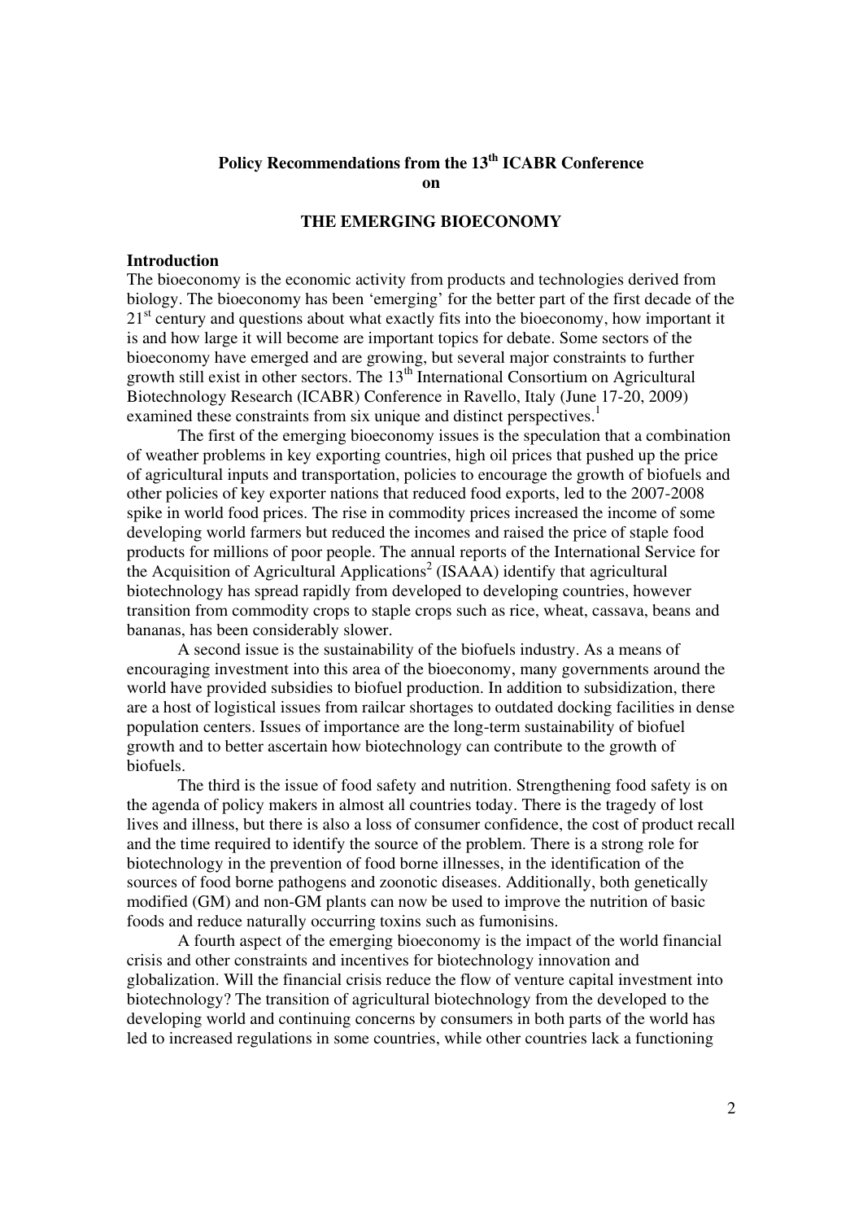**Policy Recommendations from the 13th ICABR Conference on**

**THE EMERGING BIOECONOMY**

## Introduction

The bioeconomy is the economic activity from products and technologies derived from biology. The bioeconomy has been 'emerging' for the better part of the first decade of the 21st century and questions about what exactly fits into the bioeconomy, how important it is and how large it will become are important topics for debate. Some sectors of the bioeconomy have emerged and are growing, but several major constraints to further growth still exist in other sectors. The 13th International Consortium on Agricultural Biotechnology Research (ICABR) Conference in Ravello, Italy (June 17-20, 2009) examined these constraints from six unique and distinct perspectives.[1]

The first of the emerging bioeconomy issues is the speculation that a combination of weather problems in key exporting countries, high oil prices that pushed up the price of agricultural inputs and transportation, policies to encourage the growth of biofuels and other policies of key exporter nations that reduced food exports, led to the 2007-2008 spike in world food prices. The rise in commodity prices increased the income of some developing world farmers but reduced the incomes and raised the price of staple food products for millions of poor people. The annual reports of the International Service for the Acquisition of Agricultural Applications[2] (ISAAA) identify that agricultural biotechnology has spread rapidly from developed to developing countries, however transition from commodity crops to staple crops such as rice, wheat, cassava, beans and bananas, has been considerably slower.

A second issue is the sustainability of the biofuels industry. As a means of encouraging investment into this area of the bioeconomy, many governments around the world have provided subsidies to biofuel production. In addition to subsidization, there are a host of logistical issues from railcar shortages to outdated docking facilities in dense population centers. Issues of importance are the long-term sustainability of biofuel growth and to better ascertain how biotechnology can contribute to the growth of biofuels.

The third is the issue of food safety and nutrition. Strengthening food safety is on the agenda of policy makers in almost all countries today. There is the tragedy of lost lives and illness, but there is also a loss of consumer confidence, the cost of product recall and the time required to identify the source of the problem. There is a strong role for biotechnology in the prevention of food borne illnesses, in the identification of the sources of food borne pathogens and zoonotic diseases. Additionally, both genetically modified (GM) and non-GM plants can now be used to improve the nutrition of basic foods and reduce naturally occurring toxins such as fumonisins.

A fourth aspect of the emerging bioeconomy is the impact of the world financial crisis and other constraints and incentives for biotechnology innovation and globalization. Will the financial crisis reduce the flow of venture capital investment into biotechnology? The transition of agricultural biotechnology from the developed to the developing world and continuing concerns by consumers in both parts of the world has led to increased regulations in some countries, while other countries lack a functioning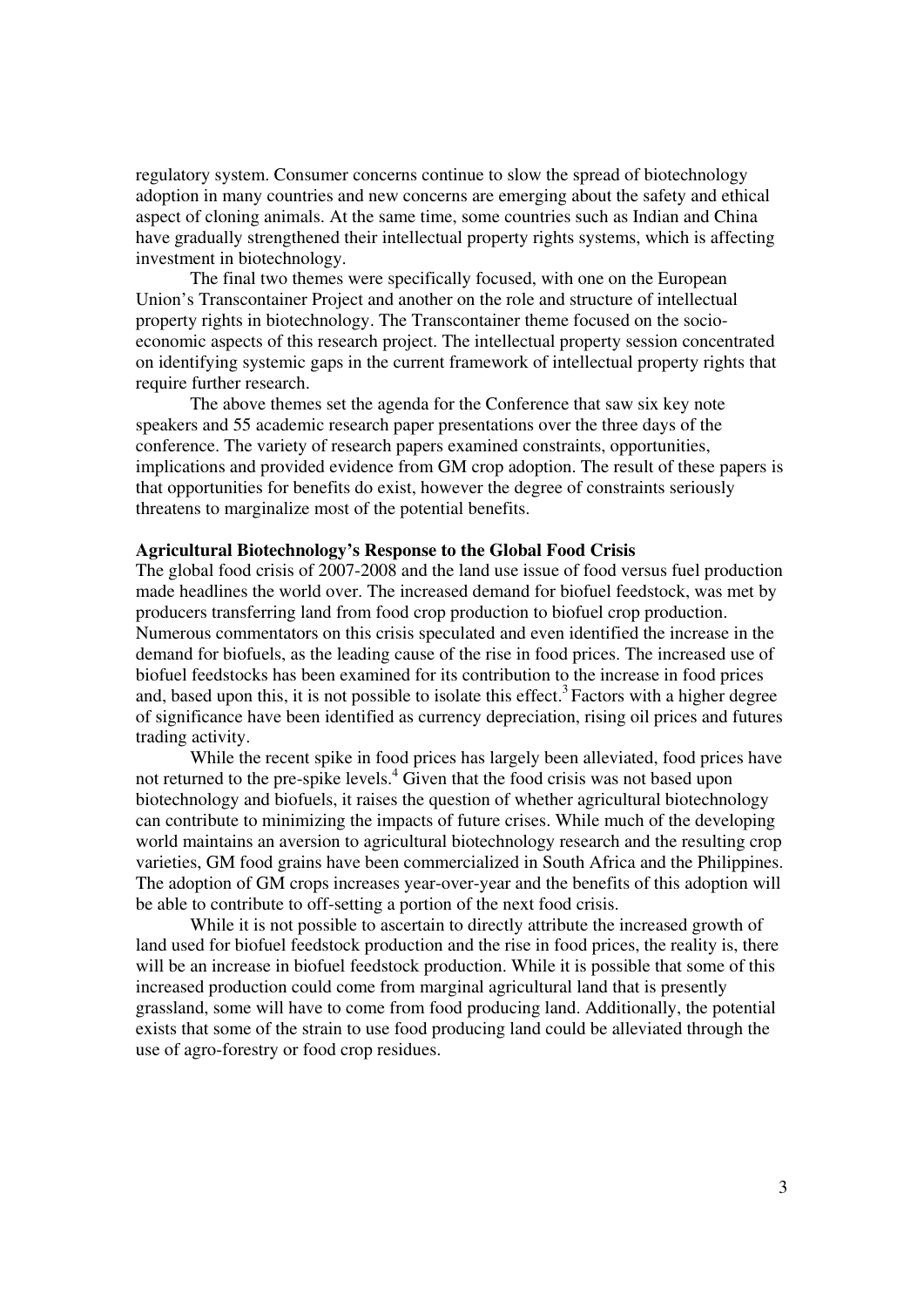regulatory system. Consumer concerns continue to slow the spread of biotechnology adoption in many countries and new concerns are emerging about the safety and ethical aspect of cloning animals. At the same time, some countries such as Indian and China have gradually strengthened their intellectual property rights systems, which is affecting investment in biotechnology.

The final two themes were specifically focused, with one on the European Union's Transcontainer Project and another on the role and structure of intellectual property rights in biotechnology. The Transcontainer theme focused on the socio-economic aspects of this research project. The intellectual property session concentrated on identifying systemic gaps in the current framework of intellectual property rights that require further research.

The above themes set the agenda for the Conference that saw six key note speakers and 55 academic research paper presentations over the three days of the conference. The variety of research papers examined constraints, opportunities, implications and provided evidence from GM crop adoption. The result of these papers is that opportunities for benefits do exist, however the degree of constraints seriously threatens to marginalize most of the potential benefits.

**Agricultural Biotechnology's Response to the Global Food Crisis**

The global food crisis of 2007-2008 and the land use issue of food versus fuel production made headlines the world over. The increased demand for biofuel feedstock, was met by producers transferring land from food crop production to biofuel crop production. Numerous commentators on this crisis speculated and even identified the increase in the demand for biofuels, as the leading cause of the rise in food prices. The increased use of biofuel feedstocks has been examined for its contribution to the increase in food prices and, based upon this, it is not possible to isolate this effect.[3] Factors with a higher degree of significance have been identified as currency depreciation, rising oil prices and futures trading activity.

While the recent spike in food prices has largely been alleviated, food prices have not returned to the pre-spike levels.[4] Given that the food crisis was not based upon biotechnology and biofuels, it raises the question of whether agricultural biotechnology can contribute to minimizing the impacts of future crises. While much of the developing world maintains an aversion to agricultural biotechnology research and the resulting crop varieties, GM food grains have been commercialized in South Africa and the Philippines. The adoption of GM crops increases year-over-year and the benefits of this adoption will be able to contribute to off-setting a portion of the next food crisis.

While it is not possible to ascertain to directly attribute the increased growth of land used for biofuel feedstock production and the rise in food prices, the reality is, there will be an increase in biofuel feedstock production. While it is possible that some of this increased production could come from marginal agricultural land that is presently grassland, some will have to come from food producing land. Additionally, the potential exists that some of the strain to use food producing land could be alleviated through the use of agro-forestry or food crop residues.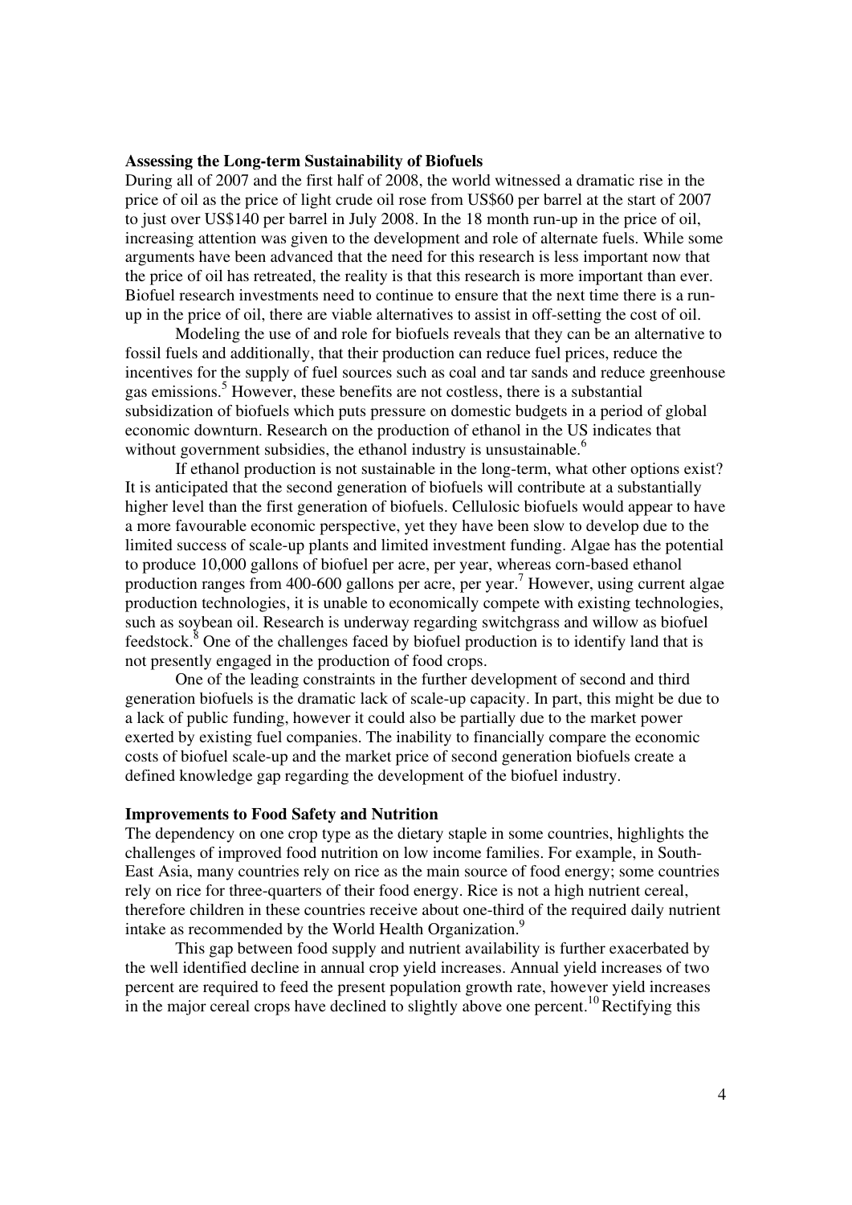**Assessing the Long-term Sustainability of Biofuels**

During all of 2007 and the first half of 2008, the world witnessed a dramatic rise in the price of oil as the price of light crude oil rose from US$60 per barrel at the start of 2007 to just over US$140 per barrel in July 2008. In the 18 month run-up in the price of oil, increasing attention was given to the development and role of alternate fuels. While some arguments have been advanced that the need for this research is less important now that the price of oil has retreated, the reality is that this research is more important than ever. Biofuel research investments need to continue to ensure that the next time there is a run-up in the price of oil, there are viable alternatives to assist in off-setting the cost of oil.

Modeling the use of and role for biofuels reveals that they can be an alternative to fossil fuels and additionally, that their production can reduce fuel prices, reduce the incentives for the supply of fuel sources such as coal and tar sands and reduce greenhouse gas emissions.[5] However, these benefits are not costless, there is a substantial subsidization of biofuels which puts pressure on domestic budgets in a period of global economic downturn. Research on the production of ethanol in the US indicates that without government subsidies, the ethanol industry is unsustainable.[6]

If ethanol production is not sustainable in the long-term, what other options exist? It is anticipated that the second generation of biofuels will contribute at a substantially higher level than the first generation of biofuels. Cellulosic biofuels would appear to have a more favourable economic perspective, yet they have been slow to develop due to the limited success of scale-up plants and limited investment funding. Algae has the potential to produce 10,000 gallons of biofuel per acre, per year, whereas corn-based ethanol production ranges from 400-600 gallons per acre, per year.[7] However, using current algae production technologies, it is unable to economically compete with existing technologies, such as soybean oil. Research is underway regarding switchgrass and willow as biofuel feedstock.[8] One of the challenges faced by biofuel production is to identify land that is not presently engaged in the production of food crops.

One of the leading constraints in the further development of second and third generation biofuels is the dramatic lack of scale-up capacity. In part, this might be due to a lack of public funding, however it could also be partially due to the market power exerted by existing fuel companies. The inability to financially compare the economic costs of biofuel scale-up and the market price of second generation biofuels create a defined knowledge gap regarding the development of the biofuel industry.

**Improvements to Food Safety and Nutrition**

The dependency on one crop type as the dietary staple in some countries, highlights the challenges of improved food nutrition on low income families. For example, in South-East Asia, many countries rely on rice as the main source of food energy; some countries rely on rice for three-quarters of their food energy. Rice is not a high nutrient cereal, therefore children in these countries receive about one-third of the required daily nutrient intake as recommended by the World Health Organization.[9]

This gap between food supply and nutrient availability is further exacerbated by the well identified decline in annual crop yield increases. Annual yield increases of two percent are required to feed the present population growth rate, however yield increases in the major cereal crops have declined to slightly above one percent.[10] Rectifying this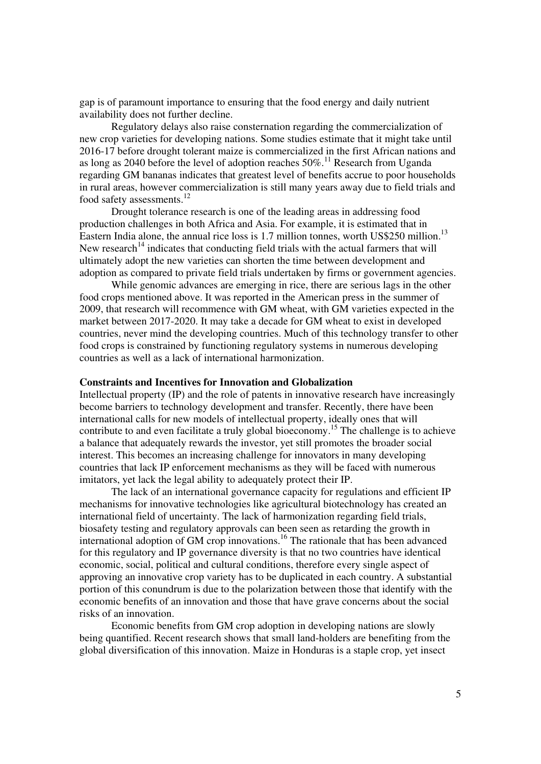gap is of paramount importance to ensuring that the food energy and daily nutrient availability does not further decline.

Regulatory delays also raise consternation regarding the commercialization of new crop varieties for developing nations. Some studies estimate that it might take until 2016-17 before drought tolerant maize is commercialized in the first African nations and as long as 2040 before the level of adoption reaches 50%.[11] Research from Uganda regarding GM bananas indicates that greatest level of benefits accrue to poor households in rural areas, however commercialization is still many years away due to field trials and food safety assessments.[12]

Drought tolerance research is one of the leading areas in addressing food production challenges in both Africa and Asia. For example, it is estimated that in Eastern India alone, the annual rice loss is 1.7 million tonnes, worth US$250 million.[13] New research[14] indicates that conducting field trials with the actual farmers that will ultimately adopt the new varieties can shorten the time between development and adoption as compared to private field trials undertaken by firms or government agencies.

While genomic advances are emerging in rice, there are serious lags in the other food crops mentioned above. It was reported in the American press in the summer of 2009, that research will recommence with GM wheat, with GM varieties expected in the market between 2017-2020. It may take a decade for GM wheat to exist in developed countries, never mind the developing countries. Much of this technology transfer to other food crops is constrained by functioning regulatory systems in numerous developing countries as well as a lack of international harmonization.

**Constraints and Incentives for Innovation and Globalization**

Intellectual property (IP) and the role of patents in innovative research have increasingly become barriers to technology development and transfer. Recently, there have been international calls for new models of intellectual property, ideally ones that will contribute to and even facilitate a truly global bioeconomy.[15] The challenge is to achieve a balance that adequately rewards the investor, yet still promotes the broader social interest. This becomes an increasing challenge for innovators in many developing countries that lack IP enforcement mechanisms as they will be faced with numerous imitators, yet lack the legal ability to adequately protect their IP.

The lack of an international governance capacity for regulations and efficient IP mechanisms for innovative technologies like agricultural biotechnology has created an international field of uncertainty. The lack of harmonization regarding field trials, biosafety testing and regulatory approvals can been seen as retarding the growth in international adoption of GM crop innovations.[16] The rationale that has been advanced for this regulatory and IP governance diversity is that no two countries have identical economic, social, political and cultural conditions, therefore every single aspect of approving an innovative crop variety has to be duplicated in each country. A substantial portion of this conundrum is due to the polarization between those that identify with the economic benefits of an innovation and those that have grave concerns about the social risks of an innovation.

Economic benefits from GM crop adoption in developing nations are slowly being quantified. Recent research shows that small land-holders are benefiting from the global diversification of this innovation. Maize in Honduras is a staple crop, yet insect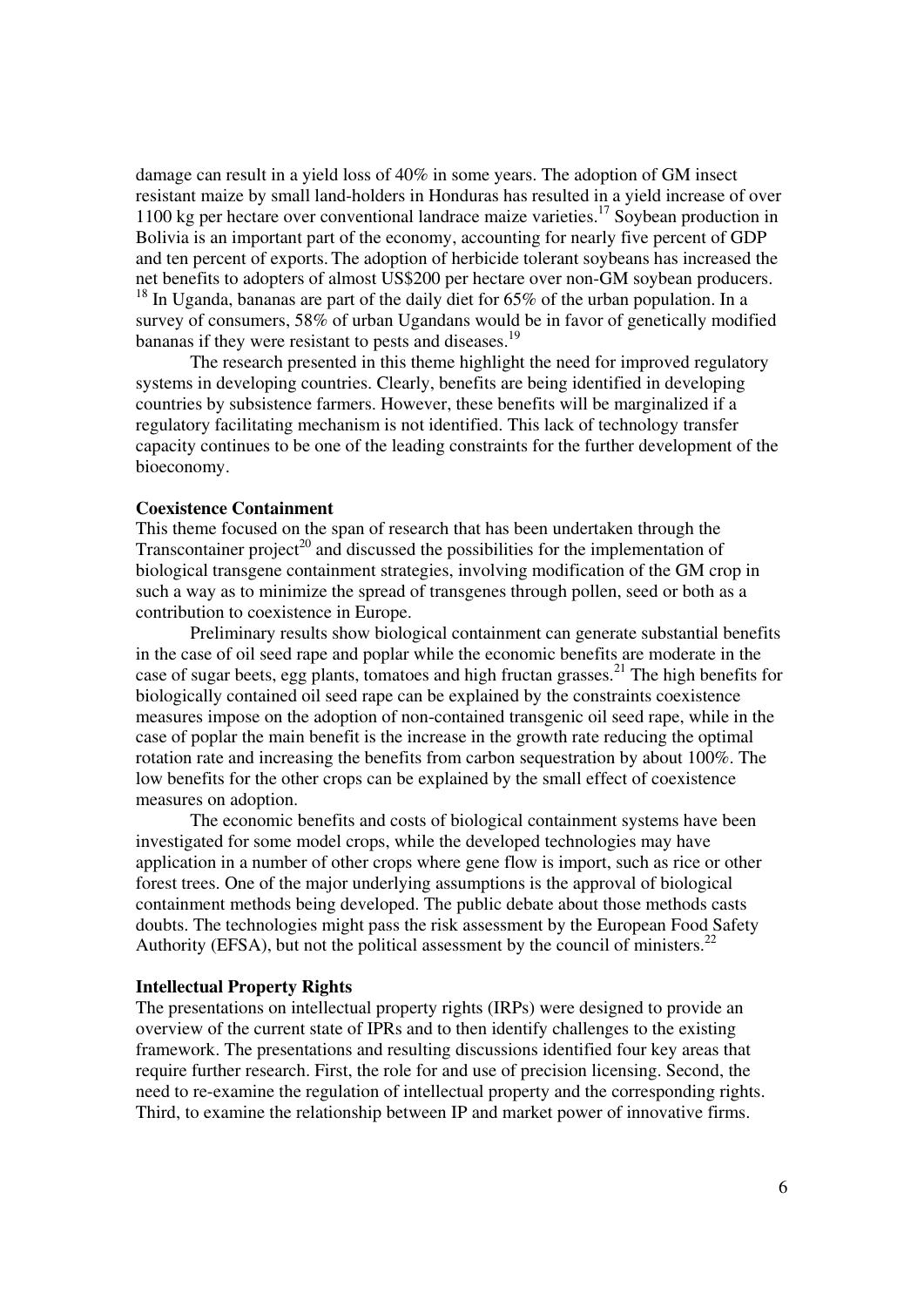damage can result in a yield loss of 40% in some years. The adoption of GM insect resistant maize by small land-holders in Honduras has resulted in a yield increase of over 1100 kg per hectare over conventional landrace maize varieties.[17] Soybean production in Bolivia is an important part of the economy, accounting for nearly five percent of GDP and ten percent of exports. The adoption of herbicide tolerant soybeans has increased the net benefits to adopters of almost US$200 per hectare over non-GM soybean producers.[18] In Uganda, bananas are part of the daily diet for 65% of the urban population. In a survey of consumers, 58% of urban Ugandans would be in favor of genetically modified bananas if they were resistant to pests and diseases.[19]

The research presented in this theme highlight the need for improved regulatory systems in developing countries. Clearly, benefits are being identified in developing countries by subsistence farmers. However, these benefits will be marginalized if a regulatory facilitating mechanism is not identified. This lack of technology transfer capacity continues to be one of the leading constraints for the further development of the bioeconomy.

**Coexistence Containment**

This theme focused on the span of research that has been undertaken through the Transcontainer project[20] and discussed the possibilities for the implementation of biological transgene containment strategies, involving modification of the GM crop in such a way as to minimize the spread of transgenes through pollen, seed or both as a contribution to coexistence in Europe.

Preliminary results show biological containment can generate substantial benefits in the case of oil seed rape and poplar while the economic benefits are moderate in the case of sugar beets, egg plants, tomatoes and high fructan grasses.[21] The high benefits for biologically contained oil seed rape can be explained by the constraints coexistence measures impose on the adoption of non-contained transgenic oil seed rape, while in the case of poplar the main benefit is the increase in the growth rate reducing the optimal rotation rate and increasing the benefits from carbon sequestration by about 100%. The low benefits for the other crops can be explained by the small effect of coexistence measures on adoption.

The economic benefits and costs of biological containment systems have been investigated for some model crops, while the developed technologies may have application in a number of other crops where gene flow is import, such as rice or other forest trees. One of the major underlying assumptions is the approval of biological containment methods being developed. The public debate about those methods casts doubts. The technologies might pass the risk assessment by the European Food Safety Authority (EFSA), but not the political assessment by the council of ministers.[22]

**Intellectual Property Rights**

The presentations on intellectual property rights (IRPs) were designed to provide an overview of the current state of IPRs and to then identify challenges to the existing framework. The presentations and resulting discussions identified four key areas that require further research. First, the role for and use of precision licensing. Second, the need to re-examine the regulation of intellectual property and the corresponding rights. Third, to examine the relationship between IP and market power of innovative firms.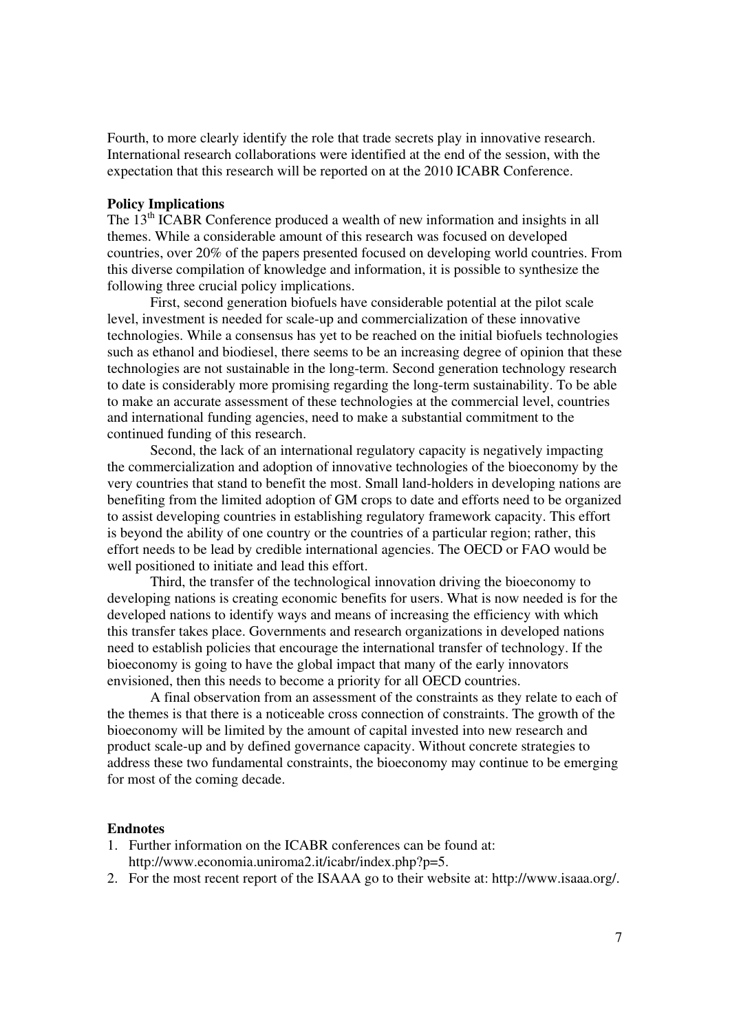Fourth, to more clearly identify the role that trade secrets play in innovative research. International research collaborations were identified at the end of the session, with the expectation that this research will be reported on at the 2010 ICABR Conference.

**Policy Implications**

The 13th ICABR Conference produced a wealth of new information and insights in all themes. While a considerable amount of this research was focused on developed countries, over 20% of the papers presented focused on developing world countries. From this diverse compilation of knowledge and information, it is possible to synthesize the following three crucial policy implications.

First, second generation biofuels have considerable potential at the pilot scale level, investment is needed for scale-up and commercialization of these innovative technologies. While a consensus has yet to be reached on the initial biofuels technologies such as ethanol and biodiesel, there seems to be an increasing degree of opinion that these technologies are not sustainable in the long-term. Second generation technology research to date is considerably more promising regarding the long-term sustainability. To be able to make an accurate assessment of these technologies at the commercial level, countries and international funding agencies, need to make a substantial commitment to the continued funding of this research.

Second, the lack of an international regulatory capacity is negatively impacting the commercialization and adoption of innovative technologies of the bioeconomy by the very countries that stand to benefit the most. Small land-holders in developing nations are benefiting from the limited adoption of GM crops to date and efforts need to be organized to assist developing countries in establishing regulatory framework capacity. This effort is beyond the ability of one country or the countries of a particular region; rather, this effort needs to be lead by credible international agencies. The OECD or FAO would be well positioned to initiate and lead this effort.

Third, the transfer of the technological innovation driving the bioeconomy to developing nations is creating economic benefits for users. What is now needed is for the developed nations to identify ways and means of increasing the efficiency with which this transfer takes place. Governments and research organizations in developed nations need to establish policies that encourage the international transfer of technology. If the bioeconomy is going to have the global impact that many of the early innovators envisioned, then this needs to become a priority for all OECD countries.

A final observation from an assessment of the constraints as they relate to each of the themes is that there is a noticeable cross connection of constraints. The growth of the bioeconomy will be limited by the amount of capital invested into new research and product scale-up and by defined governance capacity. Without concrete strategies to address these two fundamental constraints, the bioeconomy may continue to be emerging for most of the coming decade.

**Endnotes**

1. Further information on the ICABR conferences can be found at: http://www.economia.uniroma2.it/icabr/index.php?p=5.
2. For the most recent report of the ISAAA go to their website at: http://www.isaaa.org/.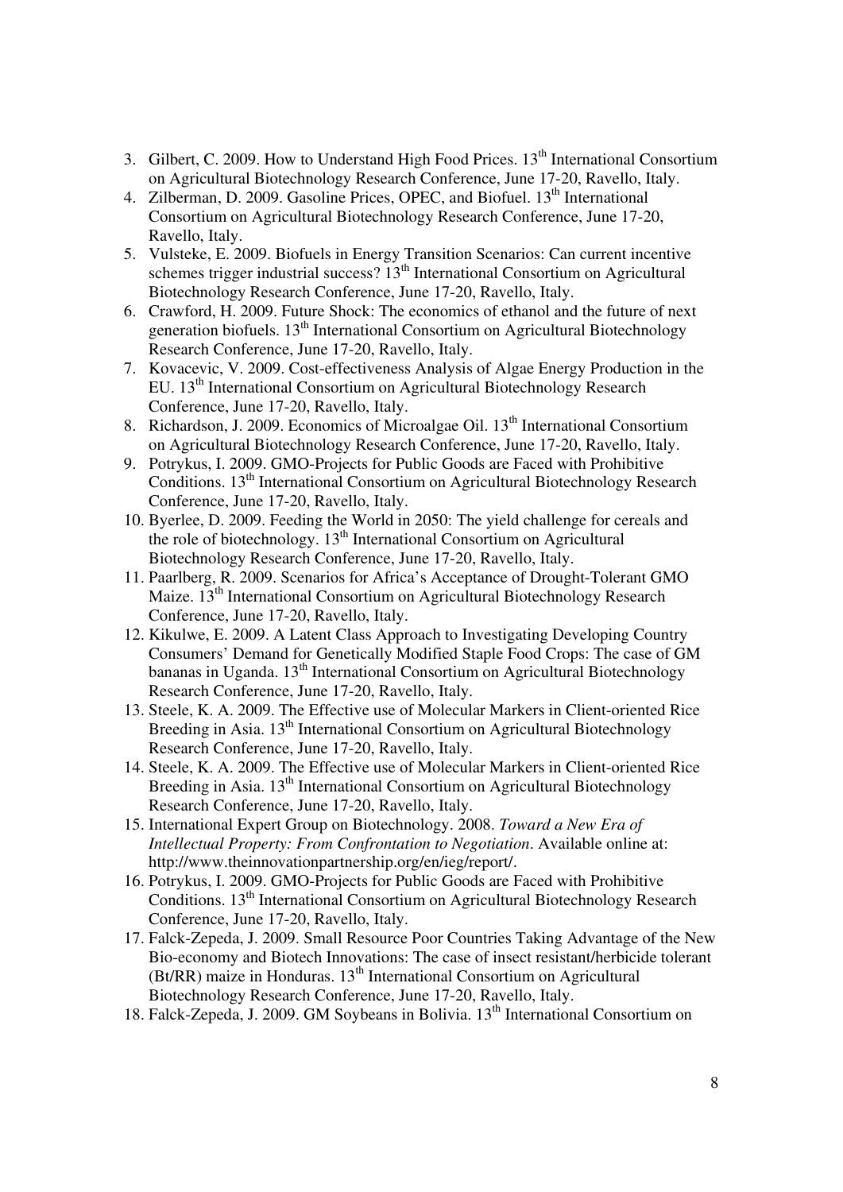3. Gilbert, C. 2009. How to Understand High Food Prices. 13th International Consortium on Agricultural Biotechnology Research Conference, June 17-20, Ravello, Italy.
4. Zilberman, D. 2009. Gasoline Prices, OPEC, and Biofuel. 13th International Consortium on Agricultural Biotechnology Research Conference, June 17-20, Ravello, Italy.
5. Vulsteke, E. 2009. Biofuels in Energy Transition Scenarios: Can current incentive schemes trigger industrial success? 13th International Consortium on Agricultural Biotechnology Research Conference, June 17-20, Ravello, Italy.
6. Crawford, H. 2009. Future Shock: The economics of ethanol and the future of next generation biofuels. 13th International Consortium on Agricultural Biotechnology Research Conference, June 17-20, Ravello, Italy.
7. Kovacevic, V. 2009. Cost-effectiveness Analysis of Algae Energy Production in the EU. 13th International Consortium on Agricultural Biotechnology Research Conference, June 17-20, Ravello, Italy.
8. Richardson, J. 2009. Economics of Microalgae Oil. 13th International Consortium on Agricultural Biotechnology Research Conference, June 17-20, Ravello, Italy.
9. Potrykus, I. 2009. GMO-Projects for Public Goods are Faced with Prohibitive Conditions. 13th International Consortium on Agricultural Biotechnology Research Conference, June 17-20, Ravello, Italy.
10. Byerlee, D. 2009. Feeding the World in 2050: The yield challenge for cereals and the role of biotechnology. 13th International Consortium on Agricultural Biotechnology Research Conference, June 17-20, Ravello, Italy.
11. Paarlberg, R. 2009. Scenarios for Africa's Acceptance of Drought-Tolerant GMO Maize. 13th International Consortium on Agricultural Biotechnology Research Conference, June 17-20, Ravello, Italy.
12. Kikulwe, E. 2009. A Latent Class Approach to Investigating Developing Country Consumers' Demand for Genetically Modified Staple Food Crops: The case of GM bananas in Uganda. 13th International Consortium on Agricultural Biotechnology Research Conference, June 17-20, Ravello, Italy.
13. Steele, K. A. 2009. The Effective use of Molecular Markers in Client-oriented Rice Breeding in Asia. 13th International Consortium on Agricultural Biotechnology Research Conference, June 17-20, Ravello, Italy.
14. Steele, K. A. 2009. The Effective use of Molecular Markers in Client-oriented Rice Breeding in Asia. 13th International Consortium on Agricultural Biotechnology Research Conference, June 17-20, Ravello, Italy.
15. International Expert Group on Biotechnology. 2008. *Toward a New Era of Intellectual Property: From Confrontation to Negotiation*. Available online at: http://www.theinnovationpartnership.org/en/ieg/report/.
16. Potrykus, I. 2009. GMO-Projects for Public Goods are Faced with Prohibitive Conditions. 13th International Consortium on Agricultural Biotechnology Research Conference, June 17-20, Ravello, Italy.
17. Falck-Zepeda, J. 2009. Small Resource Poor Countries Taking Advantage of the New Bio-economy and Biotech Innovations: The case of insect resistant/herbicide tolerant (Bt/RR) maize in Honduras. 13th International Consortium on Agricultural Biotechnology Research Conference, June 17-20, Ravello, Italy.
18. Falck-Zepeda, J. 2009. GM Soybeans in Bolivia. 13th International Consortium on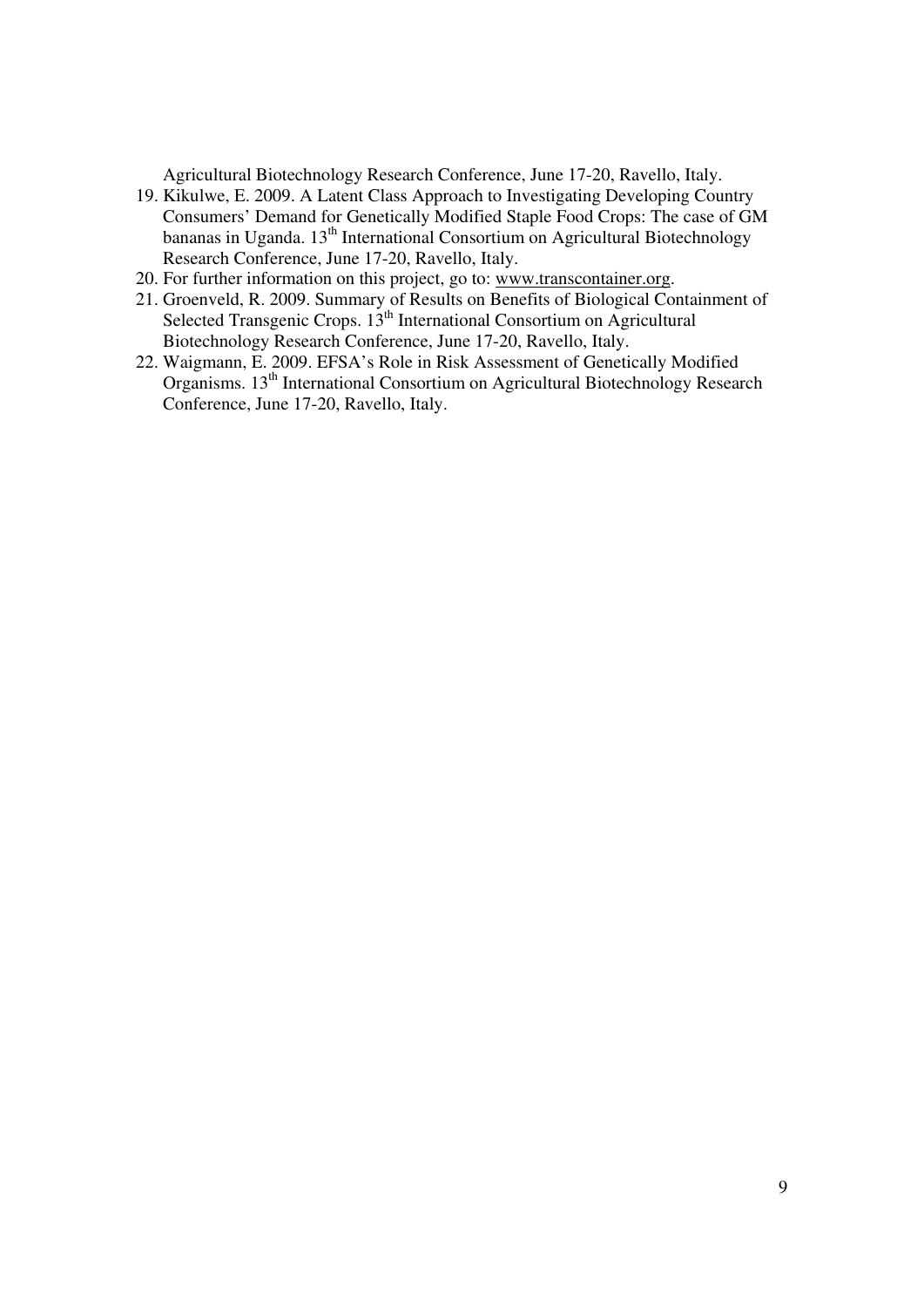Agricultural Biotechnology Research Conference, June 17-20, Ravello, Italy.

19. Kikulwe, E. 2009. A Latent Class Approach to Investigating Developing Country Consumers' Demand for Genetically Modified Staple Food Crops: The case of GM bananas in Uganda. 13th International Consortium on Agricultural Biotechnology Research Conference, June 17-20, Ravello, Italy.
20. For further information on this project, go to: www.transcontainer.org.
21. Groenveld, R. 2009. Summary of Results on Benefits of Biological Containment of Selected Transgenic Crops. 13th International Consortium on Agricultural Biotechnology Research Conference, June 17-20, Ravello, Italy.
22. Waigmann, E. 2009. EFSA's Role in Risk Assessment of Genetically Modified Organisms. 13th International Consortium on Agricultural Biotechnology Research Conference, June 17-20, Ravello, Italy.